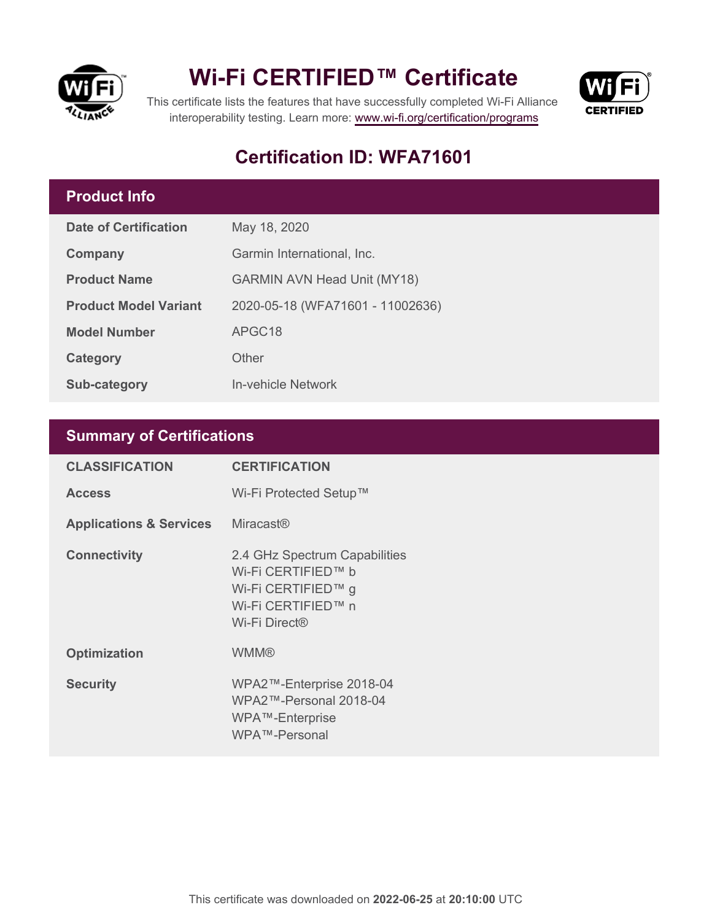# Wi-Fi CERTIFIED™ Certificate

This certificate lists the features that have successfully completed Wi-Fi Alliance interoperability testing. Learn more: www.wi-fi.org/certification/programs

## Certification ID: WFA71601

## Product Info

| | |
|---|---|
| **Date of Certification** | May 18, 2020 |
| **Company** | Garmin International, Inc. |
| **Product Name** | GARMIN AVN Head Unit (MY18) |
| **Product Model Variant** | 2020-05-18 (WFA71601 - 11002636) |
| **Model Number** | APGC18 |
| **Category** | Other |
| **Sub-category** | In-vehicle Network |

## Summary of Certifications

| CLASSIFICATION | CERTIFICATION |
|---|---|
| **Access** | Wi-Fi Protected Setup™ |
| **Applications & Services** | Miracast® |
| **Connectivity** | 2.4 GHz Spectrum Capabilities<br>Wi-Fi CERTIFIED™ b<br>Wi-Fi CERTIFIED™ g<br>Wi-Fi CERTIFIED™ n<br>Wi-Fi Direct® |
| **Optimization** | WMM® |
| **Security** | WPA2™-Enterprise 2018-04<br>WPA2™-Personal 2018-04<br>WPA™-Enterprise<br>WPA™-Personal |

This certificate was downloaded on **2022-06-25** at **20:10:00** UTC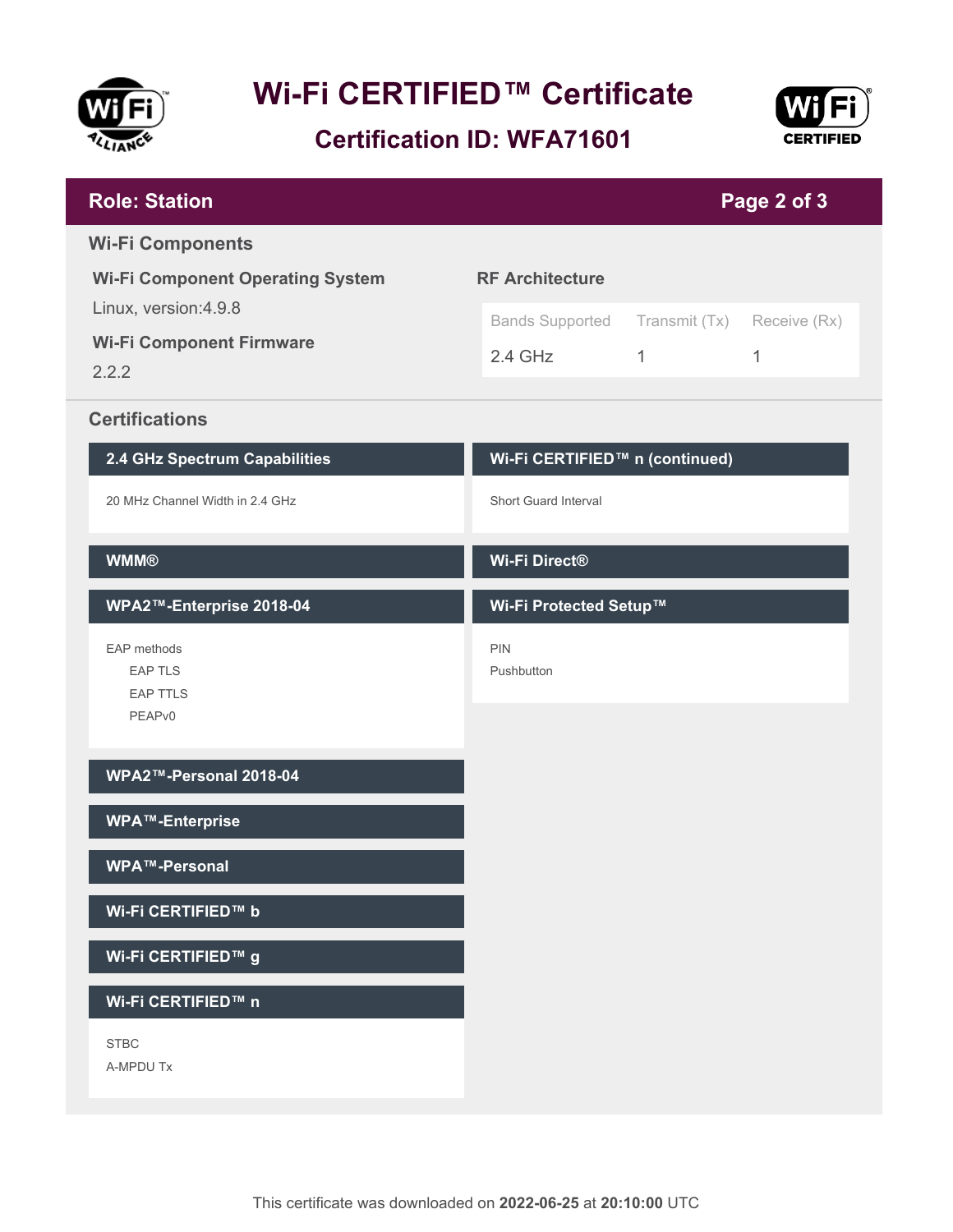# Wi-Fi CERTIFIED™ Certificate

## Certification ID: WFA71601

## Role: Station

### Wi-Fi Components

**Wi-Fi Component Operating System**

Linux, version:4.9.8

**Wi-Fi Component Firmware**

2.2.2

**RF Architecture**

| Bands Supported | Transmit (Tx) | Receive (Rx) |
| --- | --- | --- |
| 2.4 GHz | 1 | 1 |

### Certifications

**2.4 GHz Spectrum Capabilities**

20 MHz Channel Width in 2.4 GHz

**WMM®**

**WPA2™-Enterprise 2018-04**

EAP methods
- EAP TLS
- EAP TTLS
- PEAPv0

**WPA2™-Personal 2018-04**

**WPA™-Enterprise**

**WPA™-Personal**

**Wi-Fi CERTIFIED™ b**

**Wi-Fi CERTIFIED™ g**

**Wi-Fi CERTIFIED™ n**

STBC
A-MPDU Tx

**Wi-Fi CERTIFIED™ n (continued)**

Short Guard Interval

**Wi-Fi Direct®**

**Wi-Fi Protected Setup™**

PIN
Pushbutton

This certificate was downloaded on **2022-06-25** at **20:10:00** UTC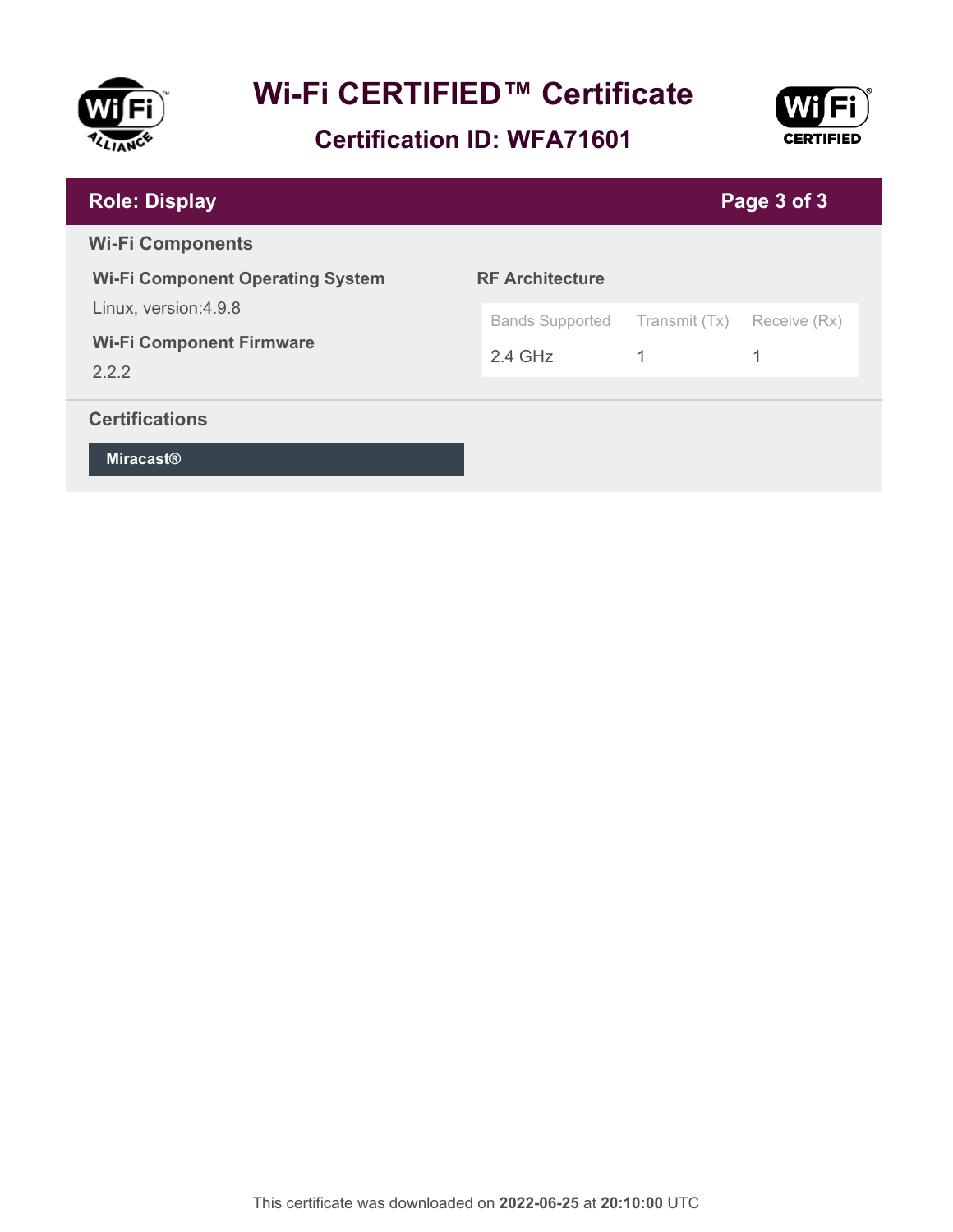# Wi-Fi CERTIFIED™ Certificate

## Certification ID: WFA71601

## Role: Display

### Wi-Fi Components

**Wi-Fi Component Operating System**

Linux, version:4.9.8

**Wi-Fi Component Firmware**

2.2.2

**RF Architecture**

| Bands Supported | Transmit (Tx) | Receive (Rx) |
|---|---|---|
| 2.4 GHz | 1 | 1 |

### Certifications

**Miracast®**

This certificate was downloaded on **2022-06-25** at **20:10:00** UTC